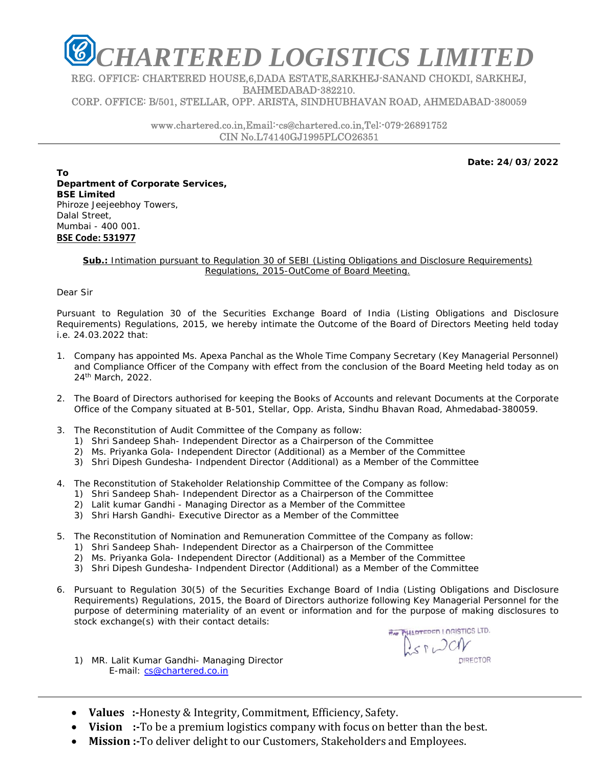# CHARTERED LOGISTICS LIMITED

REG. OFFICE: CHARTERED HOUSE,6,DADA ESTATE,SARKHEJ-SANAND CHOKDI, SARKHEJ, BAHMEDABAD-382210.

CORP. OFFICE: B/501, STELLAR, OPP. ARISTA, SINDHUBHAVAN ROAD, AHMEDABAD-380059

www.chartered.co.in,Email:-cs@chartered.co.in,Tel:-079-26891752
CIN No.L74140GJ1995PLCO26351

**Date: 24/03/2022**

**To**
**Department of Corporate Services,**
**BSE Limited**
Phiroze Jeejeebhoy Towers,
Dalal Street,
Mumbai - 400 001.
**BSE Code: 531977**

**Sub.:** Intimation pursuant to Regulation 30 of SEBI (Listing Obligations and Disclosure Requirements) Regulations, 2015-OutCome of Board Meeting.

Dear Sir

Pursuant to Regulation 30 of the Securities Exchange Board of India (Listing Obligations and Disclosure Requirements) Regulations, 2015, we hereby intimate the Outcome of the Board of Directors Meeting held today i.e. 24.03.2022 that:

1. Company has appointed Ms. Apexa Panchal as the Whole Time Company Secretary (Key Managerial Personnel) and Compliance Officer of the Company with effect from the conclusion of the Board Meeting held today as on 24th March, 2022.

2. The Board of Directors authorised for keeping the Books of Accounts and relevant Documents at the Corporate Office of the Company situated at B-501, Stellar, Opp. Arista, Sindhu Bhavan Road, Ahmedabad-380059.

3. The Reconstitution of Audit Committee of the Company as follow:
   1) Shri Sandeep Shah- Independent Director as a Chairperson of the Committee
   2) Ms. Priyanka Gola- Independent Director (Additional) as a Member of the Committee
   3) Shri Dipesh Gundesha- Indpendent Director (Additional) as a Member of the Committee

4. The Reconstitution of Stakeholder Relationship Committee of the Company as follow:
   1) Shri Sandeep Shah- Independent Director as a Chairperson of the Committee
   2) Lalit kumar Gandhi - Managing Director as a Member of the Committee
   3) Shri Harsh Gandhi- Executive Director as a Member of the Committee

5. The Reconstitution of Nomination and Remuneration Committee of the Company as follow:
   1) Shri Sandeep Shah- Independent Director as a Chairperson of the Committee
   2) Ms. Priyanka Gola- Independent Director (Additional) as a Member of the Committee
   3) Shri Dipesh Gundesha- Indpendent Director (Additional) as a Member of the Committee

6. Pursuant to Regulation 30(5) of the Securities Exchange Board of India (Listing Obligations and Disclosure Requirements) Regulations, 2015, the Board of Directors authorize following Key Managerial Personnel for the purpose of determining materiality of an event or information and for the purpose of making disclosures to stock exchange(s) with their contact details:

   1) MR. Lalit Kumar Gandhi- Managing Director
      E-mail: cs@chartered.co.in

For CHARTERED LOGISTICS LTD.
DIRECTOR

- **Values :-**Honesty & Integrity, Commitment, Efficiency, Safety.
- **Vision :-**To be a premium logistics company with focus on better than the best.
- **Mission :-**To deliver delight to our Customers, Stakeholders and Employees.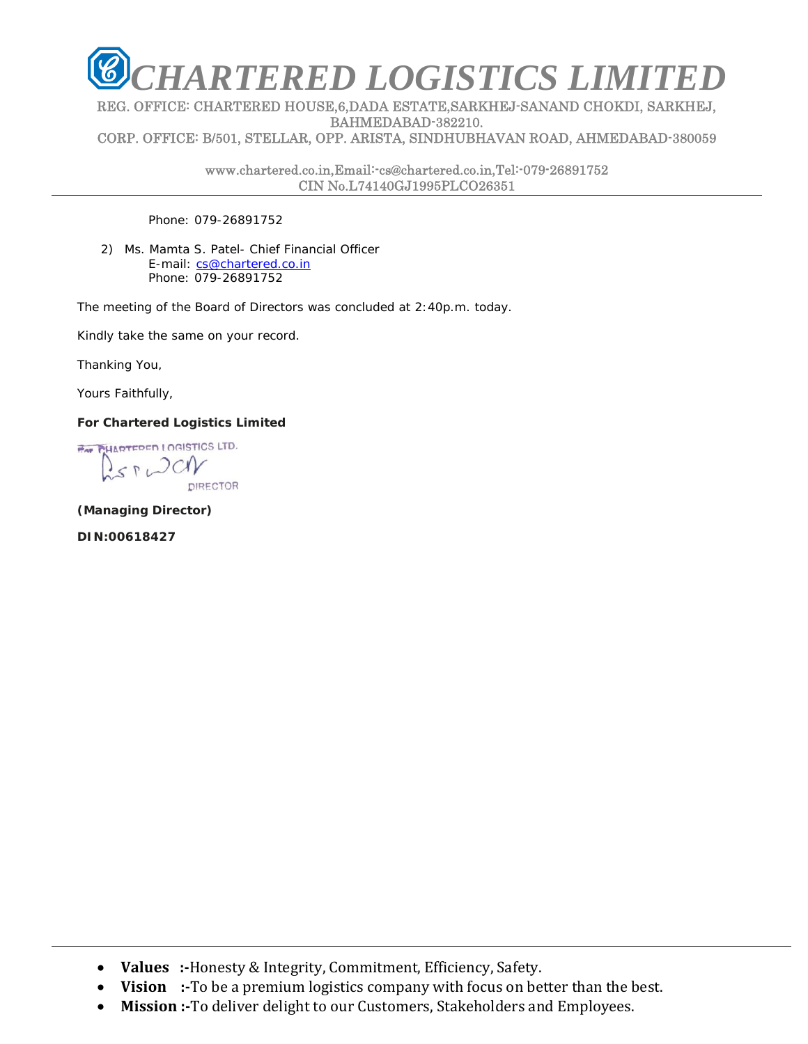# CHARTERED LOGISTICS LIMITED

REG. OFFICE: CHARTERED HOUSE,6,DADA ESTATE,SARKHEJ-SANAND CHOKDI, SARKHEJ, BAHMEDABAD-382210.

CORP. OFFICE: B/501, STELLAR, OPP. ARISTA, SINDHUBHAVAN ROAD, AHMEDABAD-380059

www.chartered.co.in,Email:-cs@chartered.co.in,Tel:-079-26891752
CIN No.L74140GJ1995PLCO26351

Phone: 079-26891752

2) Ms. Mamta S. Patel- Chief Financial Officer
E-mail: cs@chartered.co.in
Phone: 079-26891752

The meeting of the Board of Directors was concluded at 2:40p.m. today.

Kindly take the same on your record.

Thanking You,

Yours Faithfully,

**For Chartered Logistics Limited**

For CHARTERED LOGISTICS LTD.

DIRECTOR

**(Managing Director)**

**DIN:00618427**

- **Values :-**Honesty & Integrity, Commitment, Efficiency, Safety.
- **Vision :-**To be a premium logistics company with focus on better than the best.
- **Mission :-**To deliver delight to our Customers, Stakeholders and Employees.